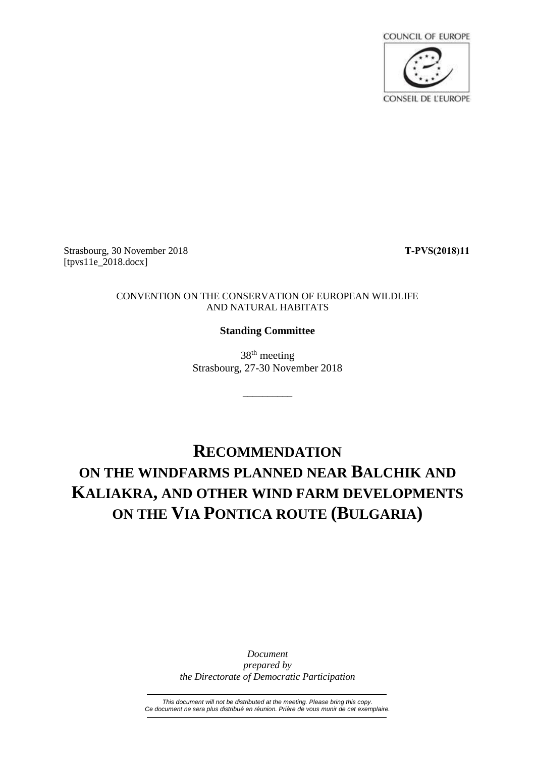COUNCIL OF EUROPE

CONSEIL DE L'EUROPE

Strasbourg, 30 November 2018
[tpvs11e_2018.docx]

**T-PVS(2018)11**

CONVENTION ON THE CONSERVATION OF EUROPEAN WILDLIFE AND NATURAL HABITATS

**Standing Committee**

38th meeting
Strasbourg, 27-30 November 2018

---

# RECOMMENDATION ON THE WINDFARMS PLANNED NEAR BALCHIK AND KALIAKRA, AND OTHER WIND FARM DEVELOPMENTS ON THE VIA PONTICA ROUTE (BULGARIA)

*Document prepared by the Directorate of Democratic Participation*

---

*This document will not be distributed at the meeting. Please bring this copy.*
*Ce document ne sera plus distribué en réunion. Prière de vous munir de cet exemplaire.*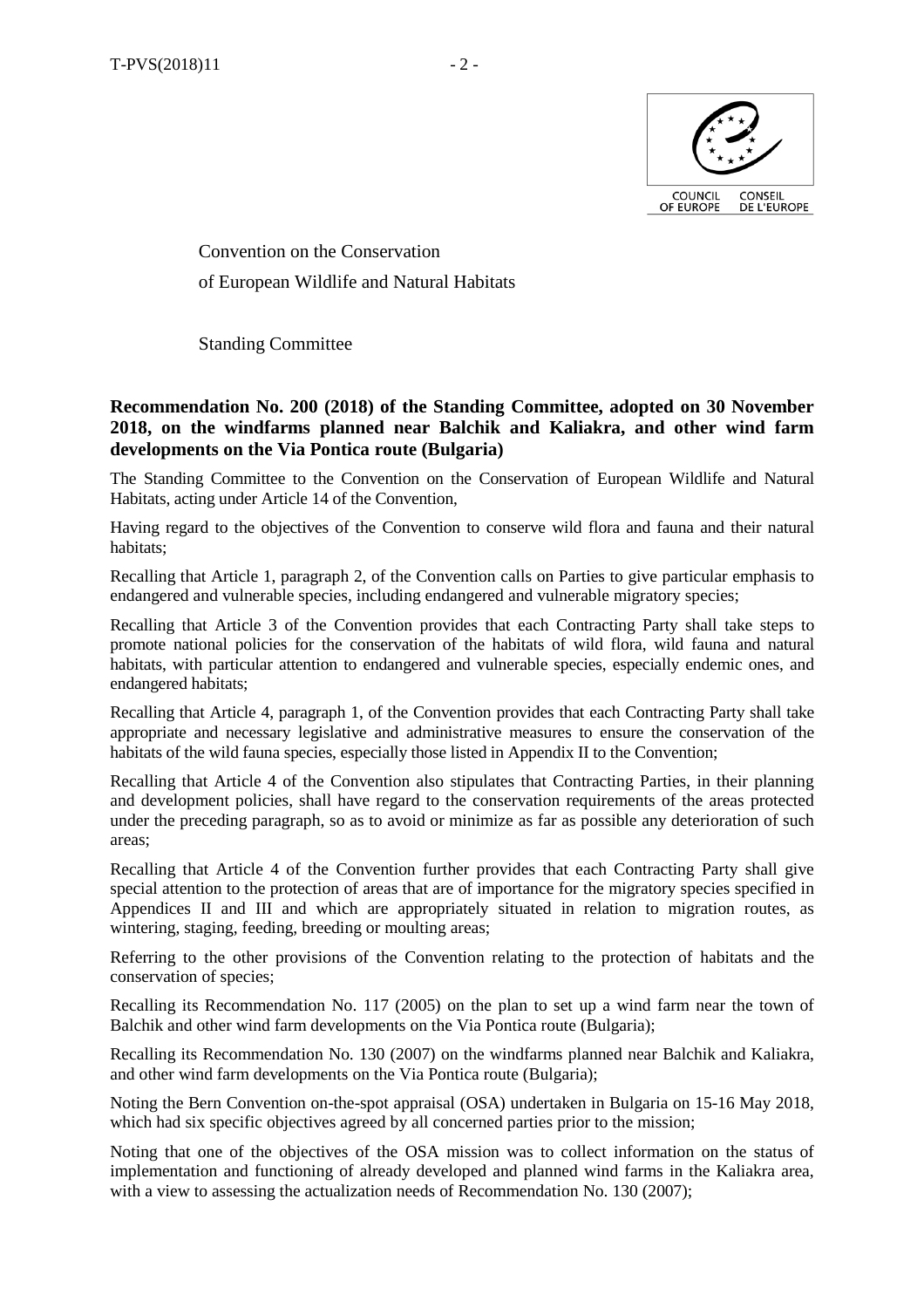Convention on the Conservation

of European Wildlife and Natural Habitats

Standing Committee

**Recommendation No. 200 (2018) of the Standing Committee, adopted on 30 November 2018, on the windfarms planned near Balchik and Kaliakra, and other wind farm developments on the Via Pontica route (Bulgaria)**

The Standing Committee to the Convention on the Conservation of European Wildlife and Natural Habitats, acting under Article 14 of the Convention,

Having regard to the objectives of the Convention to conserve wild flora and fauna and their natural habitats;

Recalling that Article 1, paragraph 2, of the Convention calls on Parties to give particular emphasis to endangered and vulnerable species, including endangered and vulnerable migratory species;

Recalling that Article 3 of the Convention provides that each Contracting Party shall take steps to promote national policies for the conservation of the habitats of wild flora, wild fauna and natural habitats, with particular attention to endangered and vulnerable species, especially endemic ones, and endangered habitats;

Recalling that Article 4, paragraph 1, of the Convention provides that each Contracting Party shall take appropriate and necessary legislative and administrative measures to ensure the conservation of the habitats of the wild fauna species, especially those listed in Appendix II to the Convention;

Recalling that Article 4 of the Convention also stipulates that Contracting Parties, in their planning and development policies, shall have regard to the conservation requirements of the areas protected under the preceding paragraph, so as to avoid or minimize as far as possible any deterioration of such areas;

Recalling that Article 4 of the Convention further provides that each Contracting Party shall give special attention to the protection of areas that are of importance for the migratory species specified in Appendices II and III and which are appropriately situated in relation to migration routes, as wintering, staging, feeding, breeding or moulting areas;

Referring to the other provisions of the Convention relating to the protection of habitats and the conservation of species;

Recalling its Recommendation No. 117 (2005) on the plan to set up a wind farm near the town of Balchik and other wind farm developments on the Via Pontica route (Bulgaria);

Recalling its Recommendation No. 130 (2007) on the windfarms planned near Balchik and Kaliakra, and other wind farm developments on the Via Pontica route (Bulgaria);

Noting the Bern Convention on-the-spot appraisal (OSA) undertaken in Bulgaria on 15-16 May 2018, which had six specific objectives agreed by all concerned parties prior to the mission;

Noting that one of the objectives of the OSA mission was to collect information on the status of implementation and functioning of already developed and planned wind farms in the Kaliakra area, with a view to assessing the actualization needs of Recommendation No. 130 (2007);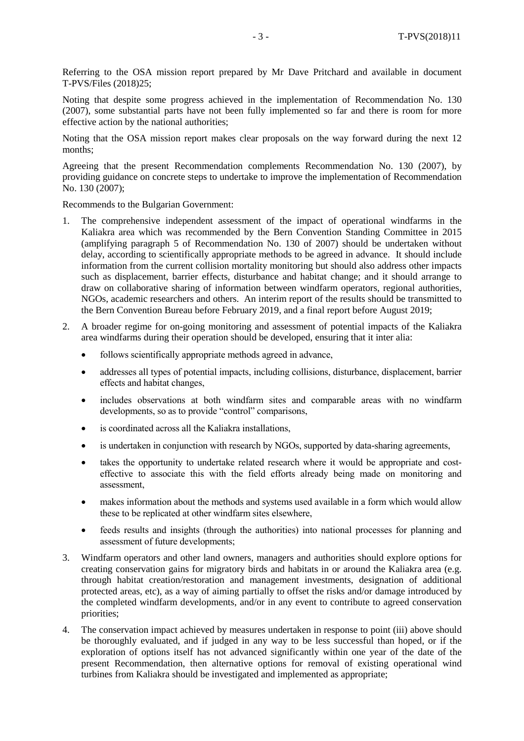Referring to the OSA mission report prepared by Mr Dave Pritchard and available in document T-PVS/Files (2018)25;

Noting that despite some progress achieved in the implementation of Recommendation No. 130 (2007), some substantial parts have not been fully implemented so far and there is room for more effective action by the national authorities;

Noting that the OSA mission report makes clear proposals on the way forward during the next 12 months;

Agreeing that the present Recommendation complements Recommendation No. 130 (2007), by providing guidance on concrete steps to undertake to improve the implementation of Recommendation No. 130 (2007);

Recommends to the Bulgarian Government:

1. The comprehensive independent assessment of the impact of operational windfarms in the Kaliakra area which was recommended by the Bern Convention Standing Committee in 2015 (amplifying paragraph 5 of Recommendation No. 130 of 2007) should be undertaken without delay, according to scientifically appropriate methods to be agreed in advance. It should include information from the current collision mortality monitoring but should also address other impacts such as displacement, barrier effects, disturbance and habitat change; and it should arrange to draw on collaborative sharing of information between windfarm operators, regional authorities, NGOs, academic researchers and others. An interim report of the results should be transmitted to the Bern Convention Bureau before February 2019, and a final report before August 2019;

2. A broader regime for on-going monitoring and assessment of potential impacts of the Kaliakra area windfarms during their operation should be developed, ensuring that it inter alia:
   - follows scientifically appropriate methods agreed in advance,
   - addresses all types of potential impacts, including collisions, disturbance, displacement, barrier effects and habitat changes,
   - includes observations at both windfarm sites and comparable areas with no windfarm developments, so as to provide "control" comparisons,
   - is coordinated across all the Kaliakra installations,
   - is undertaken in conjunction with research by NGOs, supported by data-sharing agreements,
   - takes the opportunity to undertake related research where it would be appropriate and cost-effective to associate this with the field efforts already being made on monitoring and assessment,
   - makes information about the methods and systems used available in a form which would allow these to be replicated at other windfarm sites elsewhere,
   - feeds results and insights (through the authorities) into national processes for planning and assessment of future developments;

3. Windfarm operators and other land owners, managers and authorities should explore options for creating conservation gains for migratory birds and habitats in or around the Kaliakra area (e.g. through habitat creation/restoration and management investments, designation of additional protected areas, etc), as a way of aiming partially to offset the risks and/or damage introduced by the completed windfarm developments, and/or in any event to contribute to agreed conservation priorities;

4. The conservation impact achieved by measures undertaken in response to point (iii) above should be thoroughly evaluated, and if judged in any way to be less successful than hoped, or if the exploration of options itself has not advanced significantly within one year of the date of the present Recommendation, then alternative options for removal of existing operational wind turbines from Kaliakra should be investigated and implemented as appropriate;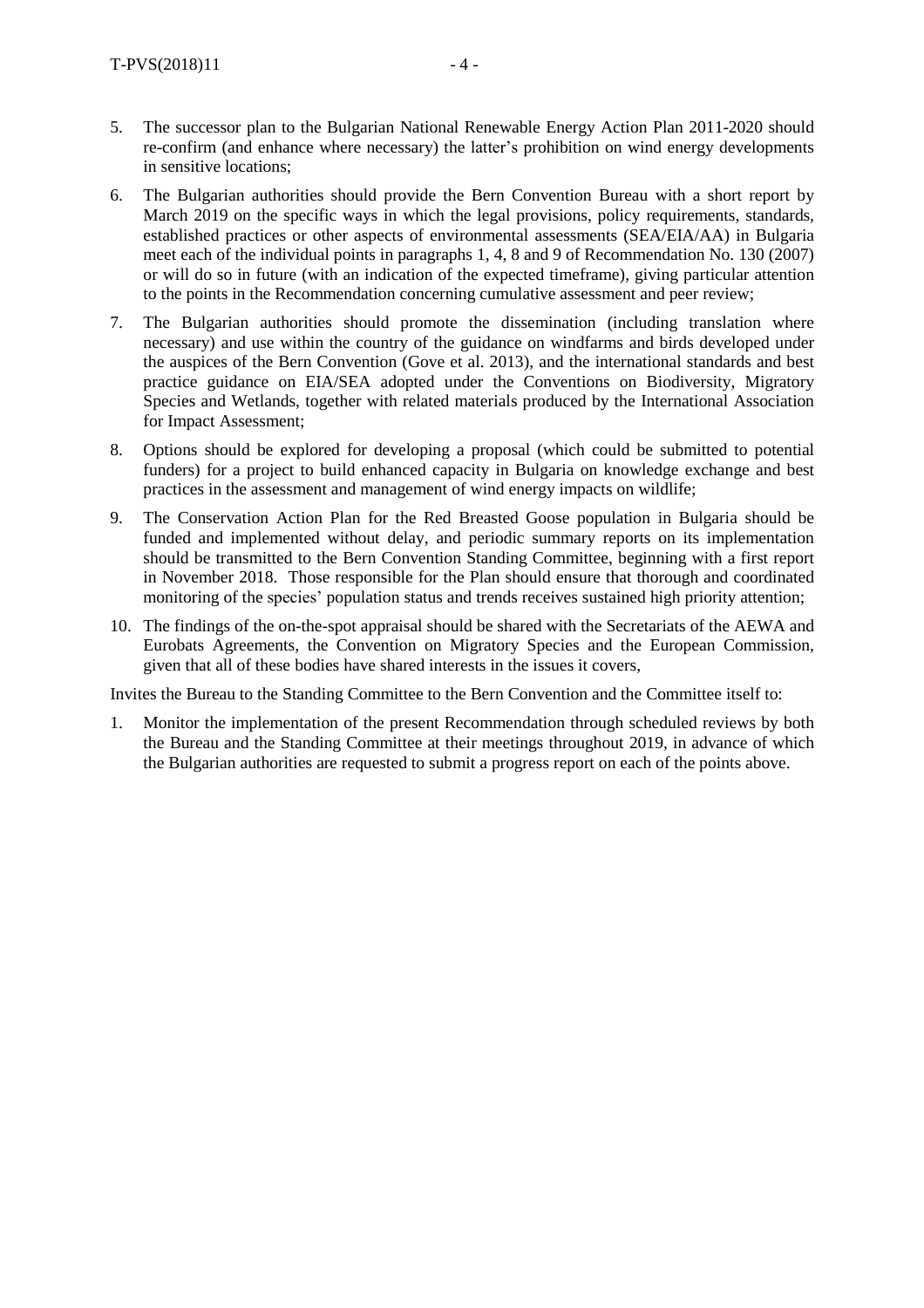5. The successor plan to the Bulgarian National Renewable Energy Action Plan 2011-2020 should re-confirm (and enhance where necessary) the latter's prohibition on wind energy developments in sensitive locations;

6. The Bulgarian authorities should provide the Bern Convention Bureau with a short report by March 2019 on the specific ways in which the legal provisions, policy requirements, standards, established practices or other aspects of environmental assessments (SEA/EIA/AA) in Bulgaria meet each of the individual points in paragraphs 1, 4, 8 and 9 of Recommendation No. 130 (2007) or will do so in future (with an indication of the expected timeframe), giving particular attention to the points in the Recommendation concerning cumulative assessment and peer review;

7. The Bulgarian authorities should promote the dissemination (including translation where necessary) and use within the country of the guidance on windfarms and birds developed under the auspices of the Bern Convention (Gove et al. 2013), and the international standards and best practice guidance on EIA/SEA adopted under the Conventions on Biodiversity, Migratory Species and Wetlands, together with related materials produced by the International Association for Impact Assessment;

8. Options should be explored for developing a proposal (which could be submitted to potential funders) for a project to build enhanced capacity in Bulgaria on knowledge exchange and best practices in the assessment and management of wind energy impacts on wildlife;

9. The Conservation Action Plan for the Red Breasted Goose population in Bulgaria should be funded and implemented without delay, and periodic summary reports on its implementation should be transmitted to the Bern Convention Standing Committee, beginning with a first report in November 2018. Those responsible for the Plan should ensure that thorough and coordinated monitoring of the species' population status and trends receives sustained high priority attention;

10. The findings of the on-the-spot appraisal should be shared with the Secretariats of the AEWA and Eurobats Agreements, the Convention on Migratory Species and the European Commission, given that all of these bodies have shared interests in the issues it covers,

Invites the Bureau to the Standing Committee to the Bern Convention and the Committee itself to:

1. Monitor the implementation of the present Recommendation through scheduled reviews by both the Bureau and the Standing Committee at their meetings throughout 2019, in advance of which the Bulgarian authorities are requested to submit a progress report on each of the points above.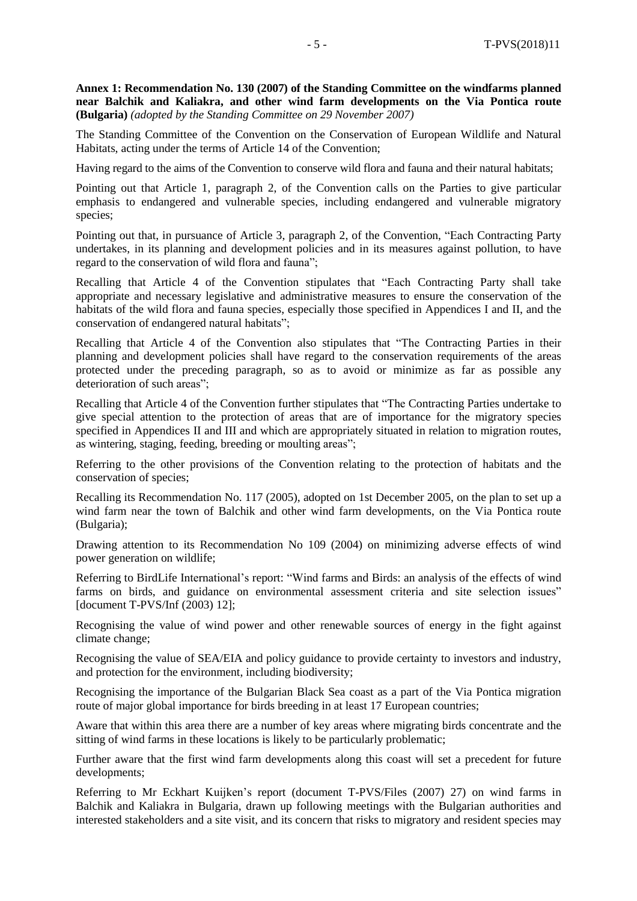**Annex 1: Recommendation No. 130 (2007) of the Standing Committee on the windfarms planned near Balchik and Kaliakra, and other wind farm developments on the Via Pontica route (Bulgaria)** *(adopted by the Standing Committee on 29 November 2007)*

The Standing Committee of the Convention on the Conservation of European Wildlife and Natural Habitats, acting under the terms of Article 14 of the Convention;

Having regard to the aims of the Convention to conserve wild flora and fauna and their natural habitats;

Pointing out that Article 1, paragraph 2, of the Convention calls on the Parties to give particular emphasis to endangered and vulnerable species, including endangered and vulnerable migratory species;

Pointing out that, in pursuance of Article 3, paragraph 2, of the Convention, "Each Contracting Party undertakes, in its planning and development policies and in its measures against pollution, to have regard to the conservation of wild flora and fauna";

Recalling that Article 4 of the Convention stipulates that "Each Contracting Party shall take appropriate and necessary legislative and administrative measures to ensure the conservation of the habitats of the wild flora and fauna species, especially those specified in Appendices I and II, and the conservation of endangered natural habitats";

Recalling that Article 4 of the Convention also stipulates that "The Contracting Parties in their planning and development policies shall have regard to the conservation requirements of the areas protected under the preceding paragraph, so as to avoid or minimize as far as possible any deterioration of such areas";

Recalling that Article 4 of the Convention further stipulates that "The Contracting Parties undertake to give special attention to the protection of areas that are of importance for the migratory species specified in Appendices II and III and which are appropriately situated in relation to migration routes, as wintering, staging, feeding, breeding or moulting areas";

Referring to the other provisions of the Convention relating to the protection of habitats and the conservation of species;

Recalling its Recommendation No. 117 (2005), adopted on 1st December 2005, on the plan to set up a wind farm near the town of Balchik and other wind farm developments, on the Via Pontica route (Bulgaria);

Drawing attention to its Recommendation No 109 (2004) on minimizing adverse effects of wind power generation on wildlife;

Referring to BirdLife International's report: "Wind farms and Birds: an analysis of the effects of wind farms on birds, and guidance on environmental assessment criteria and site selection issues" [document T-PVS/Inf (2003) 12];

Recognising the value of wind power and other renewable sources of energy in the fight against climate change;

Recognising the value of SEA/EIA and policy guidance to provide certainty to investors and industry, and protection for the environment, including biodiversity;

Recognising the importance of the Bulgarian Black Sea coast as a part of the Via Pontica migration route of major global importance for birds breeding in at least 17 European countries;

Aware that within this area there are a number of key areas where migrating birds concentrate and the sitting of wind farms in these locations is likely to be particularly problematic;

Further aware that the first wind farm developments along this coast will set a precedent for future developments;

Referring to Mr Eckhart Kuijken's report (document T-PVS/Files (2007) 27) on wind farms in Balchik and Kaliakra in Bulgaria, drawn up following meetings with the Bulgarian authorities and interested stakeholders and a site visit, and its concern that risks to migratory and resident species may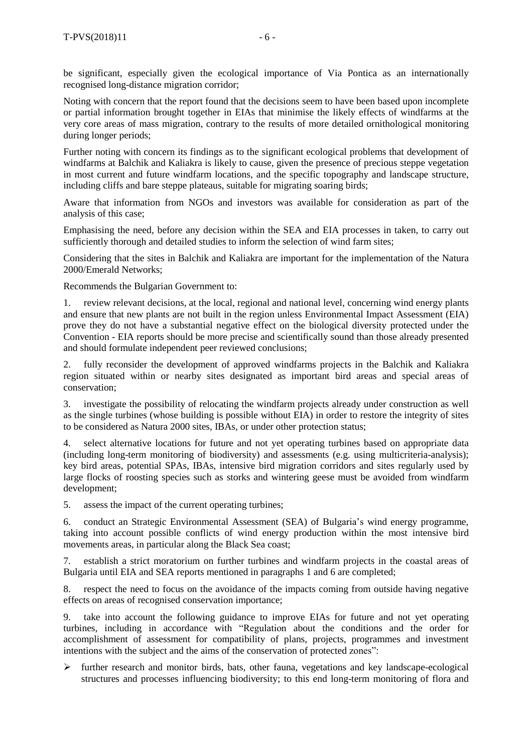be significant, especially given the ecological importance of Via Pontica as an internationally recognised long-distance migration corridor;

Noting with concern that the report found that the decisions seem to have been based upon incomplete or partial information brought together in EIAs that minimise the likely effects of windfarms at the very core areas of mass migration, contrary to the results of more detailed ornithological monitoring during longer periods;

Further noting with concern its findings as to the significant ecological problems that development of windfarms at Balchik and Kaliakra is likely to cause, given the presence of precious steppe vegetation in most current and future windfarm locations, and the specific topography and landscape structure, including cliffs and bare steppe plateaus, suitable for migrating soaring birds;

Aware that information from NGOs and investors was available for consideration as part of the analysis of this case;

Emphasising the need, before any decision within the SEA and EIA processes in taken, to carry out sufficiently thorough and detailed studies to inform the selection of wind farm sites;

Considering that the sites in Balchik and Kaliakra are important for the implementation of the Natura 2000/Emerald Networks;

Recommends the Bulgarian Government to:

1. review relevant decisions, at the local, regional and national level, concerning wind energy plants and ensure that new plants are not built in the region unless Environmental Impact Assessment (EIA) prove they do not have a substantial negative effect on the biological diversity protected under the Convention - EIA reports should be more precise and scientifically sound than those already presented and should formulate independent peer reviewed conclusions;

2. fully reconsider the development of approved windfarms projects in the Balchik and Kaliakra region situated within or nearby sites designated as important bird areas and special areas of conservation;

3. investigate the possibility of relocating the windfarm projects already under construction as well as the single turbines (whose building is possible without EIA) in order to restore the integrity of sites to be considered as Natura 2000 sites, IBAs, or under other protection status;

4. select alternative locations for future and not yet operating turbines based on appropriate data (including long-term monitoring of biodiversity) and assessments (e.g. using multicriteria-analysis); key bird areas, potential SPAs, IBAs, intensive bird migration corridors and sites regularly used by large flocks of roosting species such as storks and wintering geese must be avoided from windfarm development;

5. assess the impact of the current operating turbines;

6. conduct an Strategic Environmental Assessment (SEA) of Bulgaria's wind energy programme, taking into account possible conflicts of wind energy production within the most intensive bird movements areas, in particular along the Black Sea coast;

7. establish a strict moratorium on further turbines and windfarm projects in the coastal areas of Bulgaria until EIA and SEA reports mentioned in paragraphs 1 and 6 are completed;

8. respect the need to focus on the avoidance of the impacts coming from outside having negative effects on areas of recognised conservation importance;

9. take into account the following guidance to improve EIAs for future and not yet operating turbines, including in accordance with "Regulation about the conditions and the order for accomplishment of assessment for compatibility of plans, projects, programmes and investment intentions with the subject and the aims of the conservation of protected zones":

- further research and monitor birds, bats, other fauna, vegetations and key landscape-ecological structures and processes influencing biodiversity; to this end long-term monitoring of flora and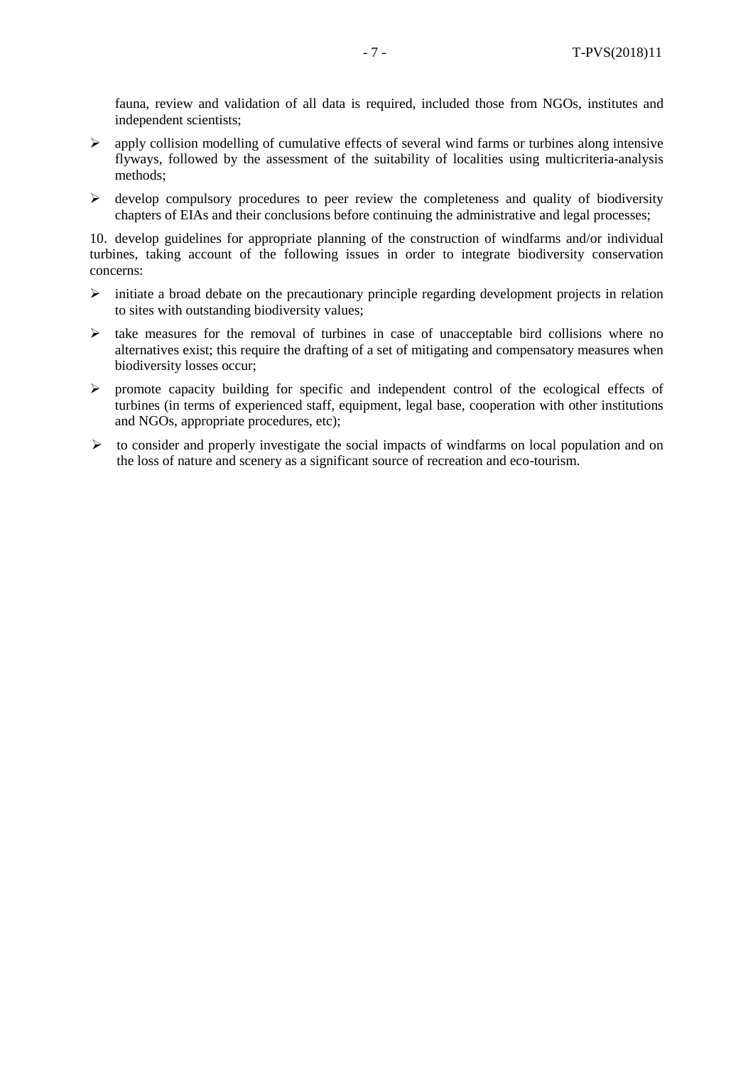fauna, review and validation of all data is required, included those from NGOs, institutes and independent scientists;

- apply collision modelling of cumulative effects of several wind farms or turbines along intensive flyways, followed by the assessment of the suitability of localities using multicriteria-analysis methods;
- develop compulsory procedures to peer review the completeness and quality of biodiversity chapters of EIAs and their conclusions before continuing the administrative and legal processes;

10. develop guidelines for appropriate planning of the construction of windfarms and/or individual turbines, taking account of the following issues in order to integrate biodiversity conservation concerns:

- initiate a broad debate on the precautionary principle regarding development projects in relation to sites with outstanding biodiversity values;
- take measures for the removal of turbines in case of unacceptable bird collisions where no alternatives exist; this require the drafting of a set of mitigating and compensatory measures when biodiversity losses occur;
- promote capacity building for specific and independent control of the ecological effects of turbines (in terms of experienced staff, equipment, legal base, cooperation with other institutions and NGOs, appropriate procedures, etc);
- to consider and properly investigate the social impacts of windfarms on local population and on the loss of nature and scenery as a significant source of recreation and eco-tourism.